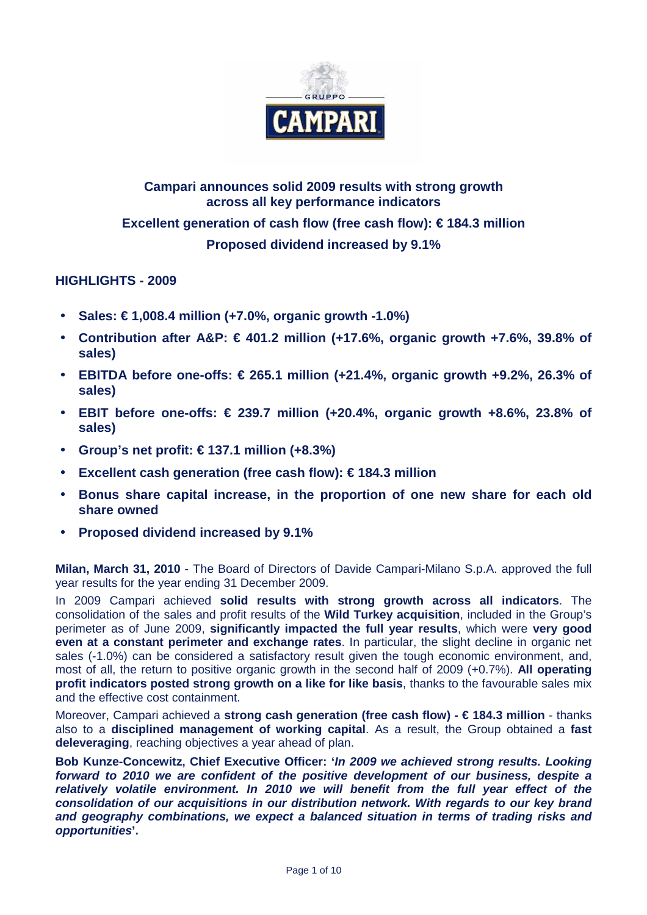# Campari announces solid 2009 results with strong growth across all key performance indicators

**Excellent generation of cash flow (free cash flow): € 184.3 million**

**Proposed dividend increased by 9.1%**

## HIGHLIGHTS - 2009

- **Sales: € 1,008.4 million (+7.0%, organic growth -1.0%)**
- **Contribution after A&P: € 401.2 million (+17.6%, organic growth +7.6%, 39.8% of sales)**
- **EBITDA before one-offs: € 265.1 million (+21.4%, organic growth +9.2%, 26.3% of sales)**
- **EBIT before one-offs: € 239.7 million (+20.4%, organic growth +8.6%, 23.8% of sales)**
- **Group's net profit: € 137.1 million (+8.3%)**
- **Excellent cash generation (free cash flow): € 184.3 million**
- **Bonus share capital increase, in the proportion of one new share for each old share owned**
- **Proposed dividend increased by 9.1%**

**Milan, March 31, 2010** - The Board of Directors of Davide Campari-Milano S.p.A. approved the full year results for the year ending 31 December 2009.

In 2009 Campari achieved **solid results with strong growth across all indicators**. The consolidation of the sales and profit results of the **Wild Turkey acquisition**, included in the Group's perimeter as of June 2009, **significantly impacted the full year results**, which were **very good even at a constant perimeter and exchange rates**. In particular, the slight decline in organic net sales (-1.0%) can be considered a satisfactory result given the tough economic environment, and, most of all, the return to positive organic growth in the second half of 2009 (+0.7%). **All operating profit indicators posted strong growth on a like for like basis**, thanks to the favourable sales mix and the effective cost containment.

Moreover, Campari achieved a **strong cash generation (free cash flow) - € 184.3 million** - thanks also to a **disciplined management of working capital**. As a result, the Group obtained a **fast deleveraging**, reaching objectives a year ahead of plan.

**Bob Kunze-Concewitz, Chief Executive Officer: '*In 2009 we achieved strong results. Looking forward to 2010 we are confident of the positive development of our business, despite a relatively volatile environment. In 2010 we will benefit from the full year effect of the consolidation of our acquisitions in our distribution network. With regards to our key brand and geography combinations, we expect a balanced situation in terms of trading risks and opportunities*'.**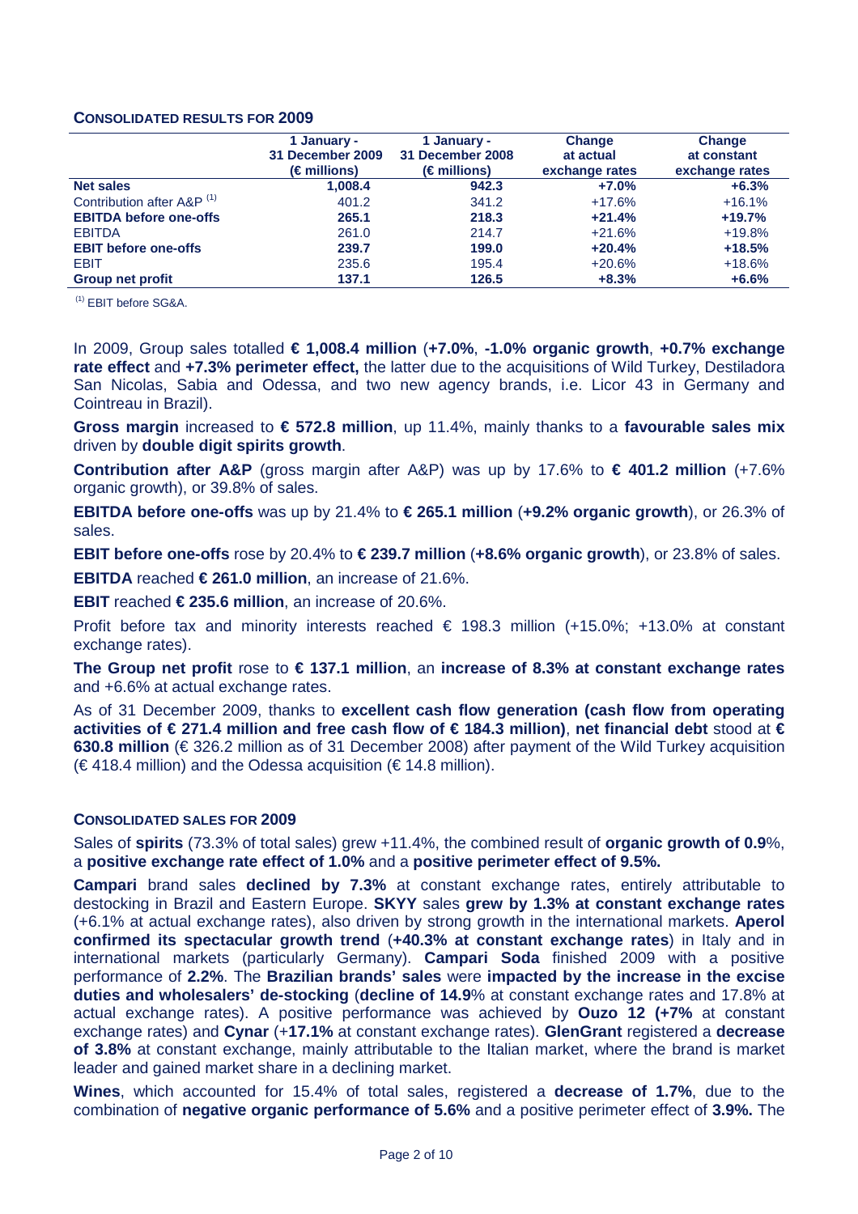### CONSOLIDATED RESULTS FOR 2009

| | 1 January - 31 December 2009 (€ millions) | 1 January - 31 December 2008 (€ millions) | Change at actual exchange rates | Change at constant exchange rates |
|---|---|---|---|---|
| **Net sales** | **1,008.4** | **942.3** | **+7.0%** | **+6.3%** |
| Contribution after A&P [(1)] | 401.2 | 341.2 | +17.6% | +16.1% |
| **EBITDA before one-offs** | **265.1** | **218.3** | **+21.4%** | **+19.7%** |
| EBITDA | 261.0 | 214.7 | +21.6% | +19.8% |
| **EBIT before one-offs** | **239.7** | **199.0** | **+20.4%** | **+18.5%** |
| EBIT | 235.6 | 195.4 | +20.6% | +18.6% |
| **Group net profit** | **137.1** | **126.5** | **+8.3%** | **+6.6%** |

[(1)] EBIT before SG&A.

In 2009, Group sales totalled **€ 1,008.4 million** (**+7.0%**, **-1.0% organic growth**, **+0.7% exchange rate effect** and **+7.3% perimeter effect,** the latter due to the acquisitions of Wild Turkey, Destiladora San Nicolas, Sabia and Odessa, and two new agency brands, i.e. Licor 43 in Germany and Cointreau in Brazil).

**Gross margin** increased to **€ 572.8 million**, up 11.4%, mainly thanks to a **favourable sales mix** driven by **double digit spirits growth**.

**Contribution after A&P** (gross margin after A&P) was up by 17.6% to **€ 401.2 million** (+7.6% organic growth), or 39.8% of sales.

**EBITDA before one-offs** was up by 21.4% to **€ 265.1 million** (**+9.2% organic growth**), or 26.3% of sales.

**EBIT before one-offs** rose by 20.4% to **€ 239.7 million** (**+8.6% organic growth**), or 23.8% of sales.

**EBITDA** reached **€ 261.0 million**, an increase of 21.6%.

**EBIT** reached **€ 235.6 million**, an increase of 20.6%.

Profit before tax and minority interests reached € 198.3 million (+15.0%; +13.0% at constant exchange rates).

**The Group net profit** rose to **€ 137.1 million**, an **increase of 8.3% at constant exchange rates** and +6.6% at actual exchange rates.

As of 31 December 2009, thanks to **excellent cash flow generation (cash flow from operating activities of € 271.4 million and free cash flow of € 184.3 million)**, **net financial debt** stood at **€ 630.8 million** (€ 326.2 million as of 31 December 2008) after payment of the Wild Turkey acquisition (€ 418.4 million) and the Odessa acquisition (€ 14.8 million).

### CONSOLIDATED SALES FOR 2009

Sales of **spirits** (73.3% of total sales) grew +11.4%, the combined result of **organic growth of 0.9**%, a **positive exchange rate effect of 1.0%** and a **positive perimeter effect of 9.5%.**

**Campari** brand sales **declined by 7.3%** at constant exchange rates, entirely attributable to destocking in Brazil and Eastern Europe. **SKYY** sales **grew by 1.3% at constant exchange rates** (+6.1% at actual exchange rates), also driven by strong growth in the international markets. **Aperol confirmed its spectacular growth trend** (**+40.3% at constant exchange rates**) in Italy and in international markets (particularly Germany). **Campari Soda** finished 2009 with a positive performance of **2.2%**. The **Brazilian brands' sales** were **impacted by the increase in the excise duties and wholesalers' de-stocking** (**decline of 14.9**% at constant exchange rates and 17.8% at actual exchange rates). A positive performance was achieved by **Ouzo 12 (+7%** at constant exchange rates) and **Cynar** (+**17.1%** at constant exchange rates). **GlenGrant** registered a **decrease of 3.8%** at constant exchange, mainly attributable to the Italian market, where the brand is market leader and gained market share in a declining market.

**Wines**, which accounted for 15.4% of total sales, registered a **decrease of 1.7%**, due to the combination of **negative organic performance of 5.6%** and a positive perimeter effect of **3.9%.** The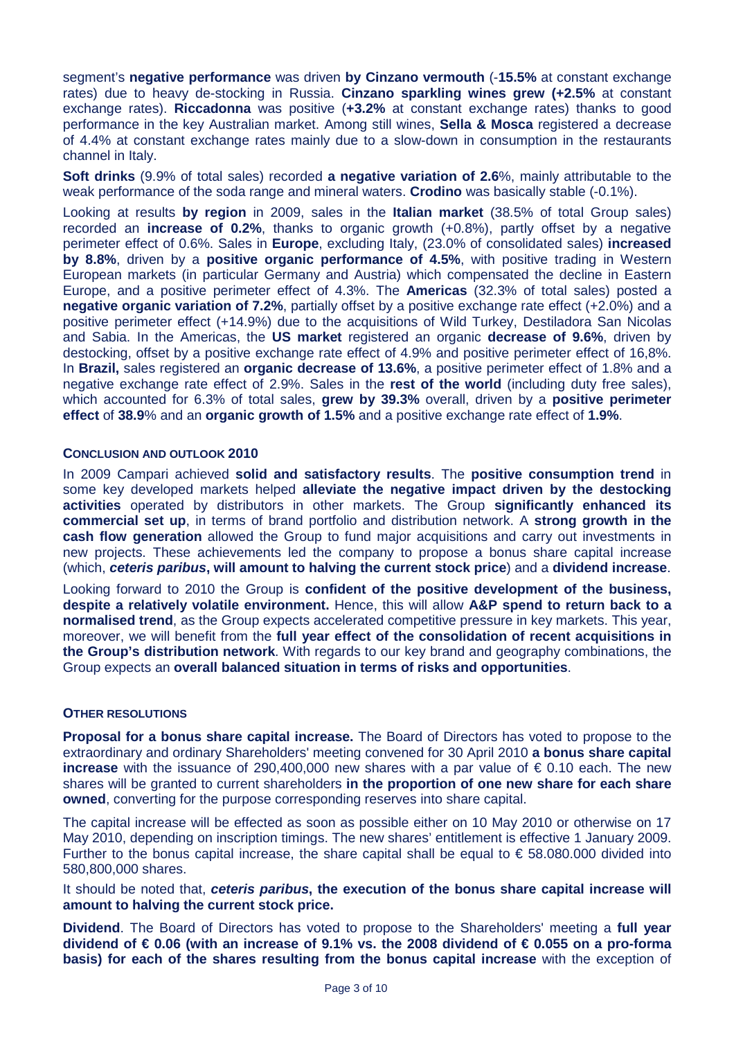segment's **negative performance** was driven **by Cinzano vermouth** (-**15.5%** at constant exchange rates) due to heavy de-stocking in Russia. **Cinzano sparkling wines grew (+2.5%** at constant exchange rates). **Riccadonna** was positive (**+3.2%** at constant exchange rates) thanks to good performance in the key Australian market. Among still wines, **Sella & Mosca** registered a decrease of 4.4% at constant exchange rates mainly due to a slow-down in consumption in the restaurants channel in Italy.

**Soft drinks** (9.9% of total sales) recorded **a negative variation of 2.6**%, mainly attributable to the weak performance of the soda range and mineral waters. **Crodino** was basically stable (-0.1%).

Looking at results **by region** in 2009, sales in the **Italian market** (38.5% of total Group sales) recorded an **increase of 0.2%**, thanks to organic growth (+0.8%), partly offset by a negative perimeter effect of 0.6%. Sales in **Europe**, excluding Italy, (23.0% of consolidated sales) **increased by 8.8%**, driven by a **positive organic performance of 4.5%**, with positive trading in Western European markets (in particular Germany and Austria) which compensated the decline in Eastern Europe, and a positive perimeter effect of 4.3%. The **Americas** (32.3% of total sales) posted a **negative organic variation of 7.2%**, partially offset by a positive exchange rate effect (+2.0%) and a positive perimeter effect (+14.9%) due to the acquisitions of Wild Turkey, Destiladora San Nicolas and Sabia. In the Americas, the **US market** registered an organic **decrease of 9.6%**, driven by destocking, offset by a positive exchange rate effect of 4.9% and positive perimeter effect of 16,8%. In **Brazil,** sales registered an **organic decrease of 13.6%**, a positive perimeter effect of 1.8% and a negative exchange rate effect of 2.9%. Sales in the **rest of the world** (including duty free sales), which accounted for 6.3% of total sales, **grew by 39.3%** overall, driven by a **positive perimeter effect** of **38.9**% and an **organic growth of 1.5%** and a positive exchange rate effect of **1.9%**.

### CONCLUSION AND OUTLOOK 2010

In 2009 Campari achieved **solid and satisfactory results**. The **positive consumption trend** in some key developed markets helped **alleviate the negative impact driven by the destocking activities** operated by distributors in other markets. The Group **significantly enhanced its commercial set up**, in terms of brand portfolio and distribution network. A **strong growth in the cash flow generation** allowed the Group to fund major acquisitions and carry out investments in new projects. These achievements led the company to propose a bonus share capital increase (which, ***ceteris paribus*****, will amount to halving the current stock price**) and a **dividend increase**.

Looking forward to 2010 the Group is **confident of the positive development of the business, despite a relatively volatile environment.** Hence, this will allow **A&P spend to return back to a normalised trend**, as the Group expects accelerated competitive pressure in key markets. This year, moreover, we will benefit from the **full year effect of the consolidation of recent acquisitions in the Group's distribution network**. With regards to our key brand and geography combinations, the Group expects an **overall balanced situation in terms of risks and opportunities**.

### OTHER RESOLUTIONS

**Proposal for a bonus share capital increase.** The Board of Directors has voted to propose to the extraordinary and ordinary Shareholders' meeting convened for 30 April 2010 **a bonus share capital increase** with the issuance of 290,400,000 new shares with a par value of € 0.10 each. The new shares will be granted to current shareholders **in the proportion of one new share for each share owned**, converting for the purpose corresponding reserves into share capital.

The capital increase will be effected as soon as possible either on 10 May 2010 or otherwise on 17 May 2010, depending on inscription timings. The new shares' entitlement is effective 1 January 2009. Further to the bonus capital increase, the share capital shall be equal to € 58.080.000 divided into 580,800,000 shares.

It should be noted that, ***ceteris paribus*****, the execution of the bonus share capital increase will amount to halving the current stock price.**

**Dividend**. The Board of Directors has voted to propose to the Shareholders' meeting a **full year dividend of € 0.06 (with an increase of 9.1% vs. the 2008 dividend of € 0.055 on a pro-forma basis) for each of the shares resulting from the bonus capital increase** with the exception of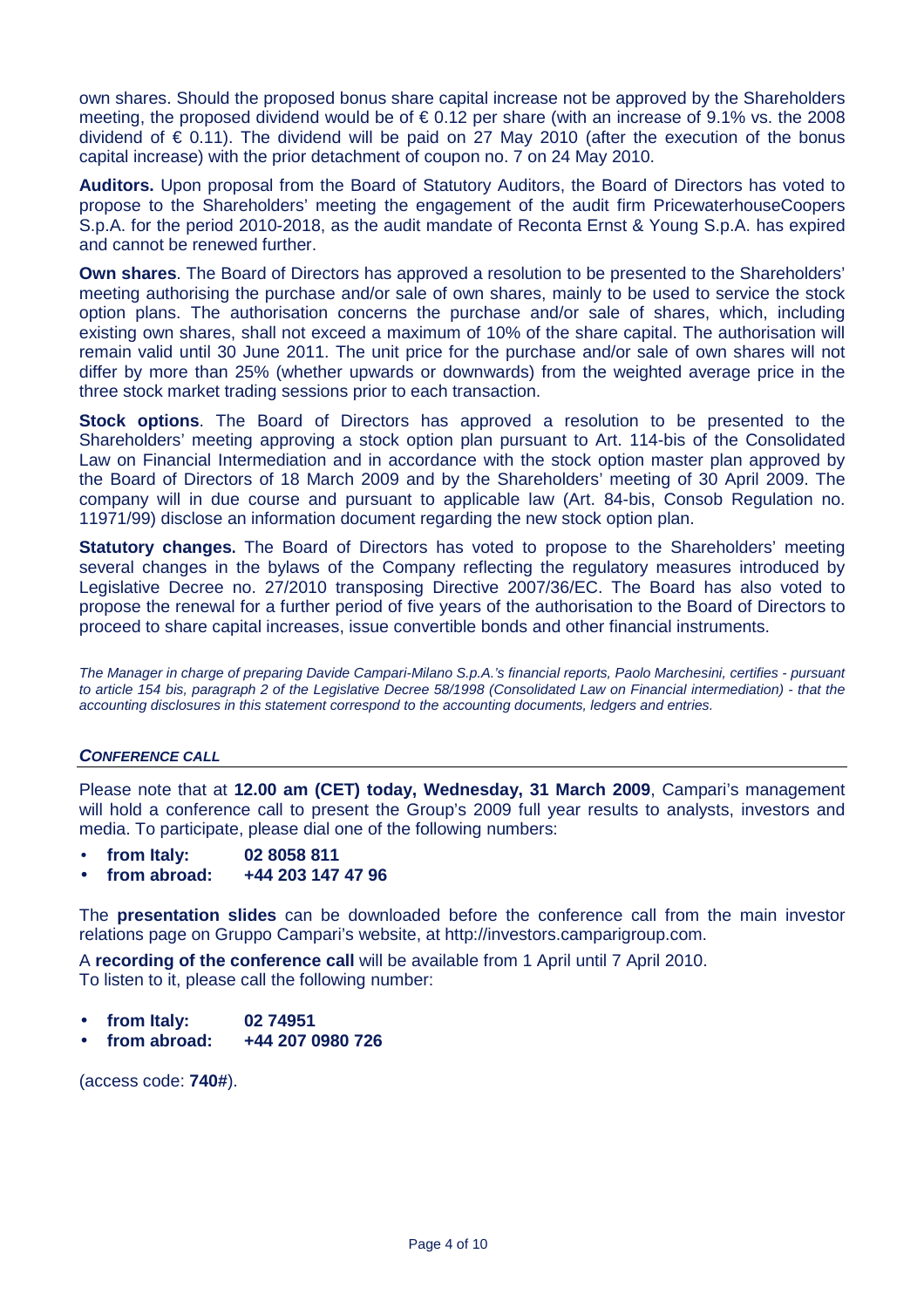own shares. Should the proposed bonus share capital increase not be approved by the Shareholders meeting, the proposed dividend would be of € 0.12 per share (with an increase of 9.1% vs. the 2008 dividend of € 0.11). The dividend will be paid on 27 May 2010 (after the execution of the bonus capital increase) with the prior detachment of coupon no. 7 on 24 May 2010.

**Auditors.** Upon proposal from the Board of Statutory Auditors, the Board of Directors has voted to propose to the Shareholders' meeting the engagement of the audit firm PricewaterhouseCoopers S.p.A. for the period 2010-2018, as the audit mandate of Reconta Ernst & Young S.p.A. has expired and cannot be renewed further.

**Own shares**. The Board of Directors has approved a resolution to be presented to the Shareholders' meeting authorising the purchase and/or sale of own shares, mainly to be used to service the stock option plans. The authorisation concerns the purchase and/or sale of shares, which, including existing own shares, shall not exceed a maximum of 10% of the share capital. The authorisation will remain valid until 30 June 2011. The unit price for the purchase and/or sale of own shares will not differ by more than 25% (whether upwards or downwards) from the weighted average price in the three stock market trading sessions prior to each transaction.

**Stock options**. The Board of Directors has approved a resolution to be presented to the Shareholders' meeting approving a stock option plan pursuant to Art. 114-bis of the Consolidated Law on Financial Intermediation and in accordance with the stock option master plan approved by the Board of Directors of 18 March 2009 and by the Shareholders' meeting of 30 April 2009. The company will in due course and pursuant to applicable law (Art. 84-bis, Consob Regulation no. 11971/99) disclose an information document regarding the new stock option plan.

**Statutory changes.** The Board of Directors has voted to propose to the Shareholders' meeting several changes in the bylaws of the Company reflecting the regulatory measures introduced by Legislative Decree no. 27/2010 transposing Directive 2007/36/EC. The Board has also voted to propose the renewal for a further period of five years of the authorisation to the Board of Directors to proceed to share capital increases, issue convertible bonds and other financial instruments.

*The Manager in charge of preparing Davide Campari-Milano S.p.A.'s financial reports, Paolo Marchesini, certifies - pursuant to article 154 bis, paragraph 2 of the Legislative Decree 58/1998 (Consolidated Law on Financial intermediation) - that the accounting disclosures in this statement correspond to the accounting documents, ledgers and entries.*

## ***CONFERENCE CALL***

Please note that at **12.00 am (CET) today, Wednesday, 31 March 2009**, Campari's management will hold a conference call to present the Group's 2009 full year results to analysts, investors and media. To participate, please dial one of the following numbers:

- **from Italy: 02 8058 811**
- **from abroad: +44 203 147 47 96**

The **presentation slides** can be downloaded before the conference call from the main investor relations page on Gruppo Campari's website, at http://investors.camparigroup.com.

A **recording of the conference call** will be available from 1 April until 7 April 2010.
To listen to it, please call the following number:

- **from Italy: 02 74951**
- **from abroad: +44 207 0980 726**

(access code: **740#**).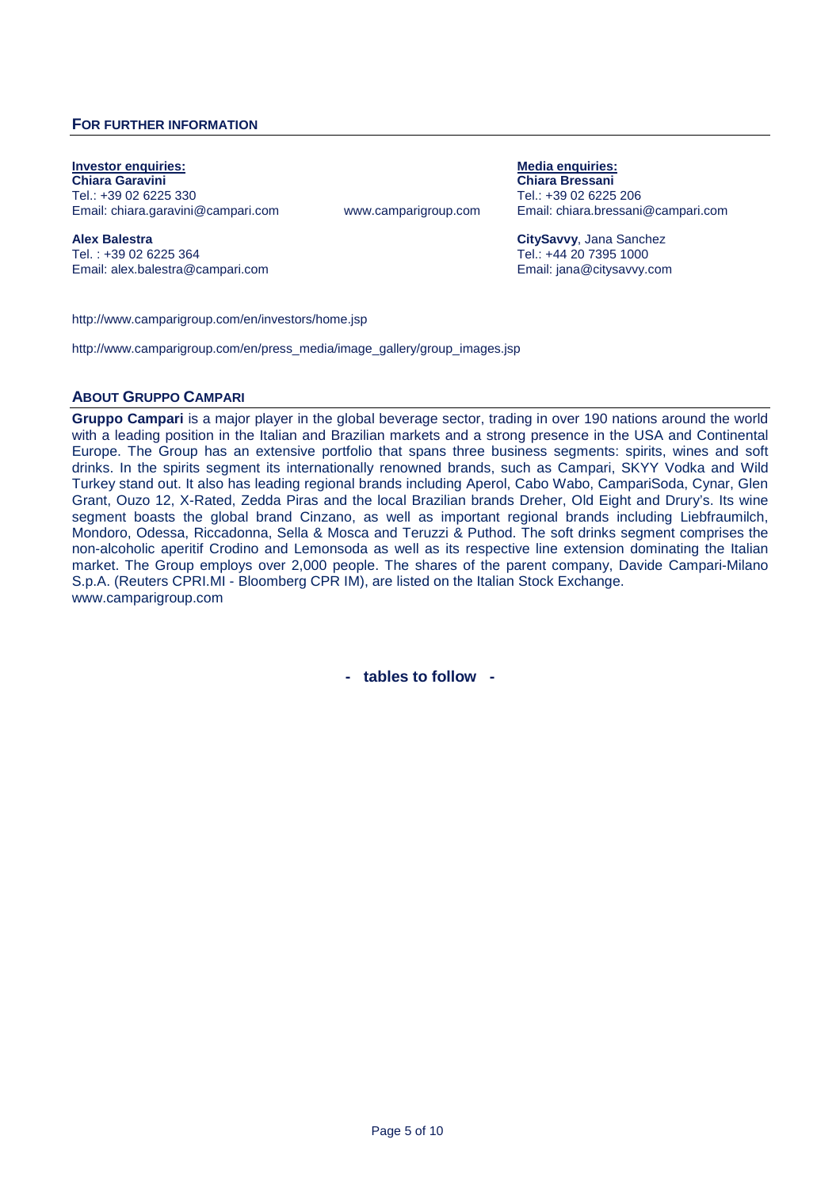## FOR FURTHER INFORMATION

**Investor enquiries:**
**Chiara Garavini**
Tel.: +39 02 6225 330
Email: chiara.garavini@campari.com

**Alex Balestra**
Tel. : +39 02 6225 364
Email: alex.balestra@campari.com

www.camparigroup.com

**Media enquiries:**
**Chiara Bressani**
Tel.: +39 02 6225 206
Email: chiara.bressani@campari.com

**CitySavvy**, Jana Sanchez
Tel.: +44 20 7395 1000
Email: jana@citysavvy.com

http://www.camparigroup.com/en/investors/home.jsp

http://www.camparigroup.com/en/press_media/image_gallery/group_images.jsp

## ABOUT GRUPPO CAMPARI

**Gruppo Campari** is a major player in the global beverage sector, trading in over 190 nations around the world with a leading position in the Italian and Brazilian markets and a strong presence in the USA and Continental Europe. The Group has an extensive portfolio that spans three business segments: spirits, wines and soft drinks. In the spirits segment its internationally renowned brands, such as Campari, SKYY Vodka and Wild Turkey stand out. It also has leading regional brands including Aperol, Cabo Wabo, CampariSoda, Cynar, Glen Grant, Ouzo 12, X-Rated, Zedda Piras and the local Brazilian brands Dreher, Old Eight and Drury's. Its wine segment boasts the global brand Cinzano, as well as important regional brands including Liebfraumilch, Mondoro, Odessa, Riccadonna, Sella & Mosca and Teruzzi & Puthod. The soft drinks segment comprises the non-alcoholic aperitif Crodino and Lemonsoda as well as its respective line extension dominating the Italian market. The Group employs over 2,000 people. The shares of the parent company, Davide Campari-Milano S.p.A. (Reuters CPRI.MI - Bloomberg CPR IM), are listed on the Italian Stock Exchange.
www.camparigroup.com

**- tables to follow -**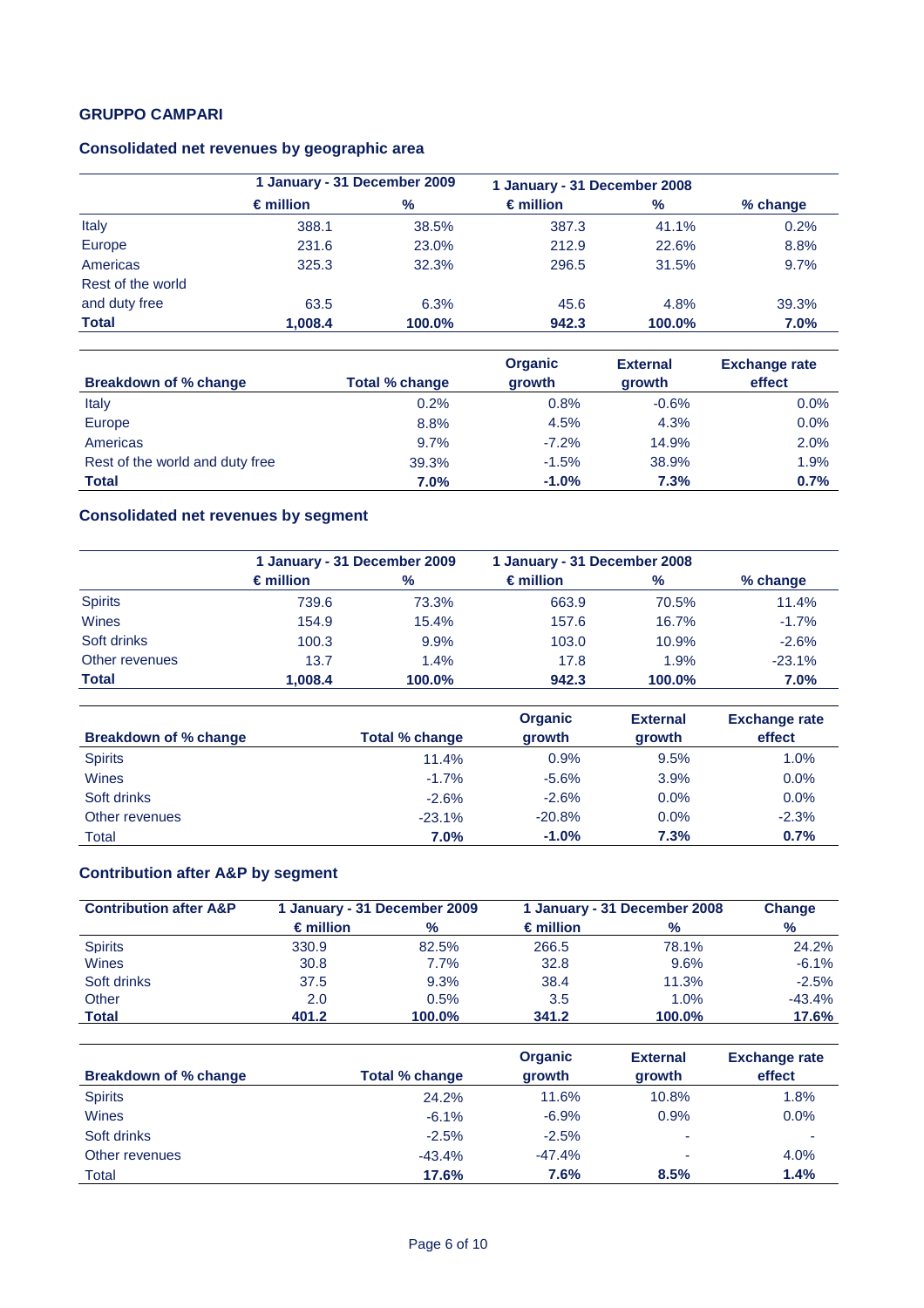**GRUPPO CAMPARI**

## Consolidated net revenues by geographic area

| | 1 January - 31 December 2009 | | 1 January - 31 December 2008 | | |
|---|---|---|---|---|---|
| | € million | % | € million | % | % change |
| Italy | 388.1 | 38.5% | 387.3 | 41.1% | 0.2% |
| Europe | 231.6 | 23.0% | 212.9 | 22.6% | 8.8% |
| Americas | 325.3 | 32.3% | 296.5 | 31.5% | 9.7% |
| Rest of the world and duty free | 63.5 | 6.3% | 45.6 | 4.8% | 39.3% |
| **Total** | **1,008.4** | **100.0%** | **942.3** | **100.0%** | **7.0%** |

| Breakdown of % change | Total % change | Organic growth | External growth | Exchange rate effect |
|---|---|---|---|---|
| Italy | 0.2% | 0.8% | -0.6% | 0.0% |
| Europe | 8.8% | 4.5% | 4.3% | 0.0% |
| Americas | 9.7% | -7.2% | 14.9% | 2.0% |
| Rest of the world and duty free | 39.3% | -1.5% | 38.9% | 1.9% |
| **Total** | **7.0%** | **-1.0%** | **7.3%** | **0.7%** |

## Consolidated net revenues by segment

| | 1 January - 31 December 2009 | | 1 January - 31 December 2008 | | |
|---|---|---|---|---|---|
| | € million | % | € million | % | % change |
| Spirits | 739.6 | 73.3% | 663.9 | 70.5% | 11.4% |
| Wines | 154.9 | 15.4% | 157.6 | 16.7% | -1.7% |
| Soft drinks | 100.3 | 9.9% | 103.0 | 10.9% | -2.6% |
| Other revenues | 13.7 | 1.4% | 17.8 | 1.9% | -23.1% |
| **Total** | **1,008.4** | **100.0%** | **942.3** | **100.0%** | **7.0%** |

| Breakdown of % change | Total % change | Organic growth | External growth | Exchange rate effect |
|---|---|---|---|---|
| Spirits | 11.4% | 0.9% | 9.5% | 1.0% |
| Wines | -1.7% | -5.6% | 3.9% | 0.0% |
| Soft drinks | -2.6% | -2.6% | 0.0% | 0.0% |
| Other revenues | -23.1% | -20.8% | 0.0% | -2.3% |
| Total | **7.0%** | **-1.0%** | **7.3%** | **0.7%** |

## Contribution after A&P by segment

| Contribution after A&P | 1 January - 31 December 2009 | | 1 January - 31 December 2008 | | Change |
|---|---|---|---|---|---|
| | € million | % | € million | % | % |
| Spirits | 330.9 | 82.5% | 266.5 | 78.1% | 24.2% |
| Wines | 30.8 | 7.7% | 32.8 | 9.6% | -6.1% |
| Soft drinks | 37.5 | 9.3% | 38.4 | 11.3% | -2.5% |
| Other | 2.0 | 0.5% | 3.5 | 1.0% | -43.4% |
| **Total** | **401.2** | **100.0%** | **341.2** | **100.0%** | **17.6%** |

| Breakdown of % change | Total % change | Organic growth | External growth | Exchange rate effect |
|---|---|---|---|---|
| Spirits | 24.2% | 11.6% | 10.8% | 1.8% |
| Wines | -6.1% | -6.9% | 0.9% | 0.0% |
| Soft drinks | -2.5% | -2.5% | - | - |
| Other revenues | -43.4% | -47.4% | - | 4.0% |
| Total | **17.6%** | **7.6%** | **8.5%** | **1.4%** |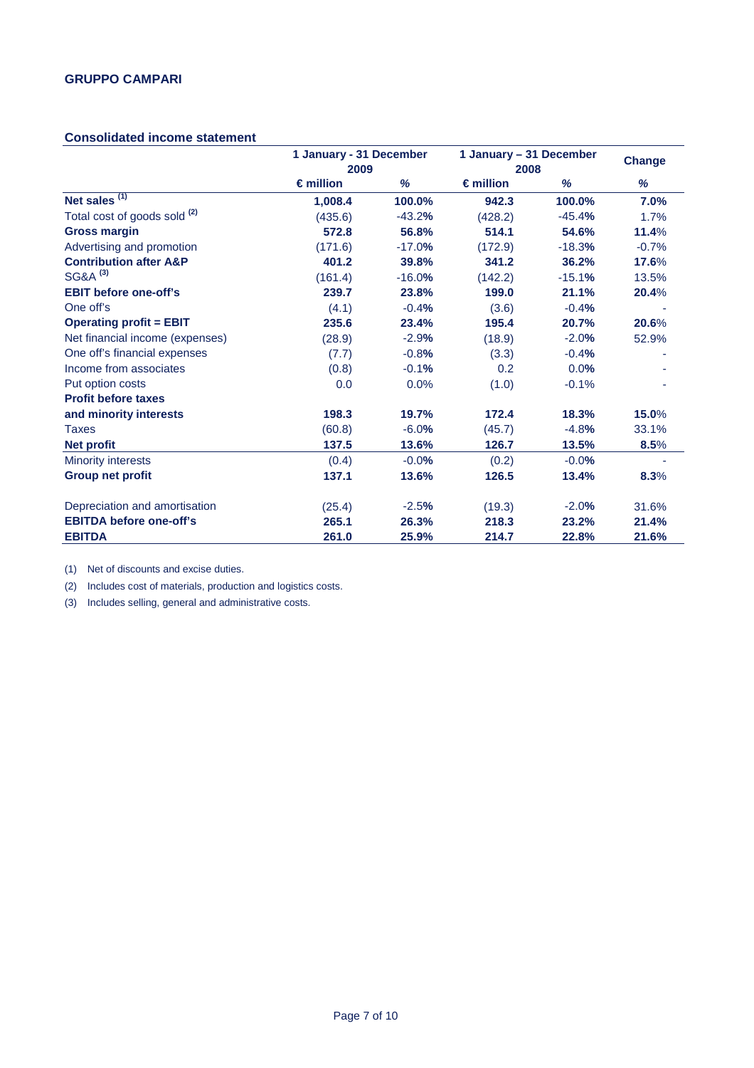**GRUPPO CAMPARI**

### Consolidated income statement

| | 1 January - 31 December 2009 | | 1 January – 31 December 2008 | | Change |
|---|---|---|---|---|---|
| | € million | % | € million | % | % |
| **Net sales** [1] | **1,008.4** | **100.0%** | **942.3** | **100.0%** | **7.0%** |
| Total cost of goods sold [2] | (435.6) | -43.2% | (428.2) | -45.4% | 1.7% |
| **Gross margin** | **572.8** | **56.8%** | **514.1** | **54.6%** | **11.4%** |
| Advertising and promotion | (171.6) | -17.0% | (172.9) | -18.3% | -0.7% |
| **Contribution after A&P** | **401.2** | **39.8%** | **341.2** | **36.2%** | **17.6%** |
| SG&A [3] | (161.4) | -16.0% | (142.2) | -15.1% | 13.5% |
| **EBIT before one-off's** | **239.7** | **23.8%** | **199.0** | **21.1%** | **20.4%** |
| One off's | (4.1) | -0.4% | (3.6) | -0.4% | - |
| **Operating profit = EBIT** | **235.6** | **23.4%** | **195.4** | **20.7%** | **20.6%** |
| Net financial income (expenses) | (28.9) | -2.9% | (18.9) | -2.0% | 52.9% |
| One off's financial expenses | (7.7) | -0.8% | (3.3) | -0.4% | - |
| Income from associates | (0.8) | -0.1% | 0.2 | 0.0% | - |
| Put option costs | 0.0 | 0.0% | (1.0) | -0.1% | - |
| **Profit before taxes and minority interests** | **198.3** | **19.7%** | **172.4** | **18.3%** | **15.0%** |
| Taxes | (60.8) | -6.0% | (45.7) | -4.8% | 33.1% |
| **Net profit** | **137.5** | **13.6%** | **126.7** | **13.5%** | **8.5%** |
| Minority interests | (0.4) | -0.0% | (0.2) | -0.0% | - |
| **Group net profit** | **137.1** | **13.6%** | **126.5** | **13.4%** | **8.3%** |
| | | | | | |
| Depreciation and amortisation | (25.4) | -2.5% | (19.3) | -2.0% | 31.6% |
| **EBITDA before one-off's** | **265.1** | **26.3%** | **218.3** | **23.2%** | **21.4%** |
| **EBITDA** | **261.0** | **25.9%** | **214.7** | **22.8%** | **21.6%** |

(1) Net of discounts and excise duties.

(2) Includes cost of materials, production and logistics costs.

(3) Includes selling, general and administrative costs.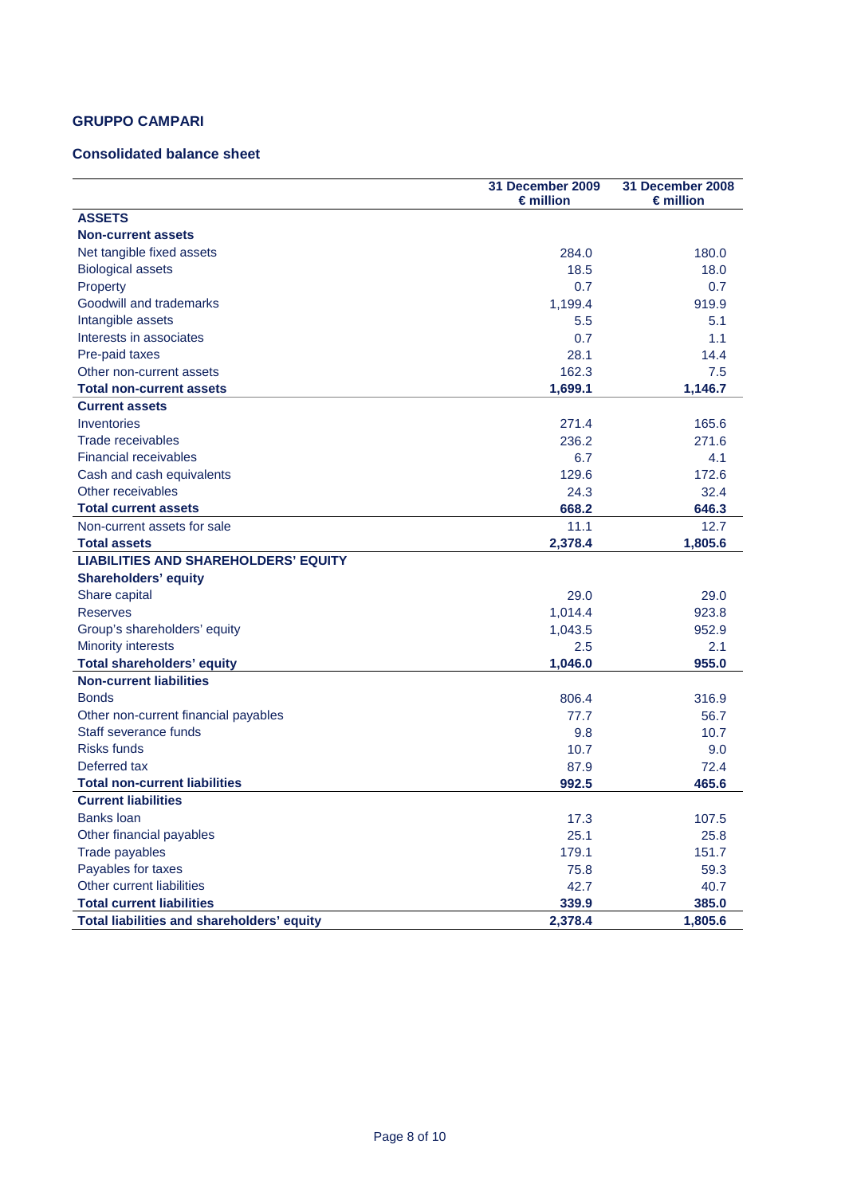**GRUPPO CAMPARI**

**Consolidated balance sheet**

| | 31 December 2009 € million | 31 December 2008 € million |
|---|---|---|
| **ASSETS** | | |
| **Non-current assets** | | |
| Net tangible fixed assets | 284.0 | 180.0 |
| Biological assets | 18.5 | 18.0 |
| Property | 0.7 | 0.7 |
| Goodwill and trademarks | 1,199.4 | 919.9 |
| Intangible assets | 5.5 | 5.1 |
| Interests in associates | 0.7 | 1.1 |
| Pre-paid taxes | 28.1 | 14.4 |
| Other non-current assets | 162.3 | 7.5 |
| **Total non-current assets** | **1,699.1** | **1,146.7** |
| **Current assets** | | |
| Inventories | 271.4 | 165.6 |
| Trade receivables | 236.2 | 271.6 |
| Financial receivables | 6.7 | 4.1 |
| Cash and cash equivalents | 129.6 | 172.6 |
| Other receivables | 24.3 | 32.4 |
| **Total current assets** | **668.2** | **646.3** |
| Non-current assets for sale | 11.1 | 12.7 |
| **Total assets** | **2,378.4** | **1,805.6** |
| **LIABILITIES AND SHAREHOLDERS' EQUITY** | | |
| **Shareholders' equity** | | |
| Share capital | 29.0 | 29.0 |
| Reserves | 1,014.4 | 923.8 |
| Group's shareholders' equity | 1,043.5 | 952.9 |
| Minority interests | 2.5 | 2.1 |
| **Total shareholders' equity** | **1,046.0** | **955.0** |
| **Non-current liabilities** | | |
| Bonds | 806.4 | 316.9 |
| Other non-current financial payables | 77.7 | 56.7 |
| Staff severance funds | 9.8 | 10.7 |
| Risks funds | 10.7 | 9.0 |
| Deferred tax | 87.9 | 72.4 |
| **Total non-current liabilities** | **992.5** | **465.6** |
| **Current liabilities** | | |
| Banks loan | 17.3 | 107.5 |
| Other financial payables | 25.1 | 25.8 |
| Trade payables | 179.1 | 151.7 |
| Payables for taxes | 75.8 | 59.3 |
| Other current liabilities | 42.7 | 40.7 |
| **Total current liabilities** | **339.9** | **385.0** |
| **Total liabilities and shareholders' equity** | **2,378.4** | **1,805.6** |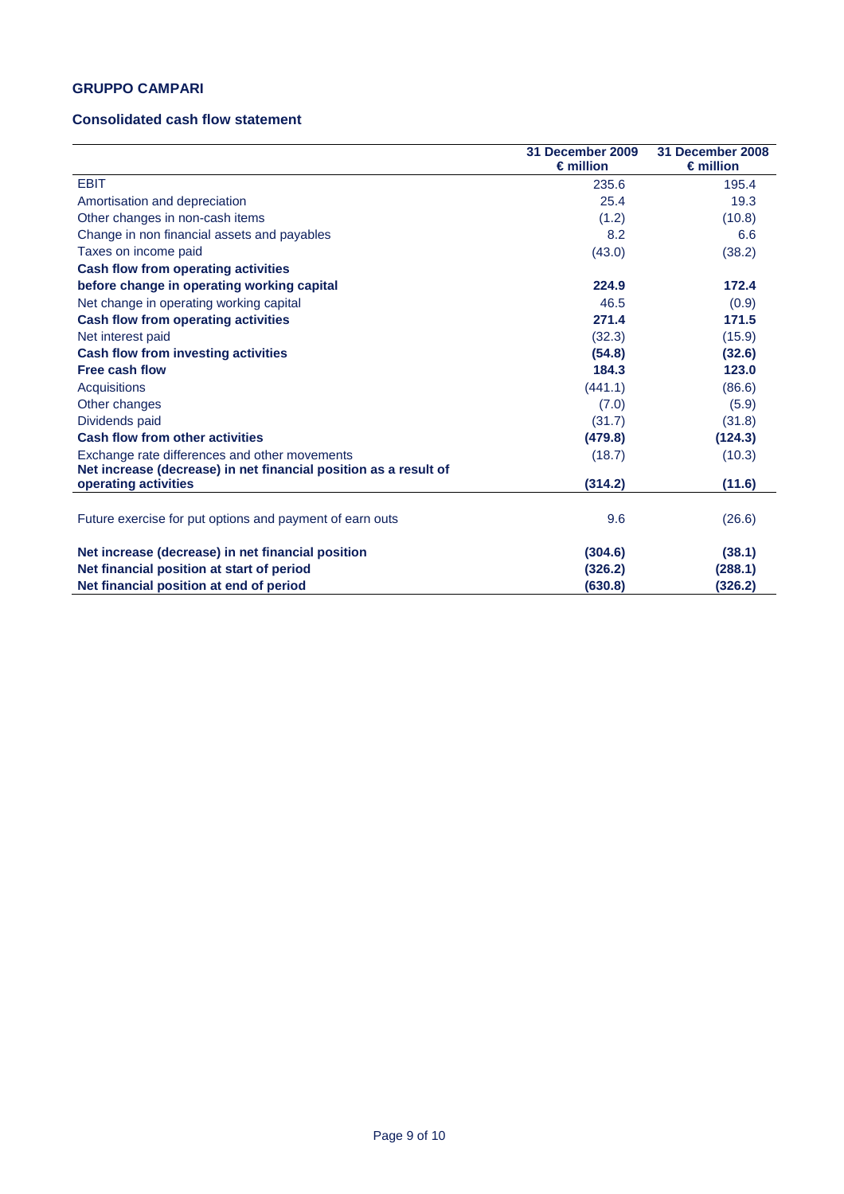**GRUPPO CAMPARI**

**Consolidated cash flow statement**

| | 31 December 2009<br>€ million | 31 December 2008<br>€ million |
|---|---|---|
| EBIT | 235.6 | 195.4 |
| Amortisation and depreciation | 25.4 | 19.3 |
| Other changes in non-cash items | (1.2) | (10.8) |
| Change in non financial assets and payables | 8.2 | 6.6 |
| Taxes on income paid | (43.0) | (38.2) |
| **Cash flow from operating activities before change in operating working capital** | **224.9** | **172.4** |
| Net change in operating working capital | 46.5 | (0.9) |
| **Cash flow from operating activities** | **271.4** | **171.5** |
| Net interest paid | (32.3) | (15.9) |
| **Cash flow from investing activities** | **(54.8)** | **(32.6)** |
| **Free cash flow** | **184.3** | **123.0** |
| Acquisitions | (441.1) | (86.6) |
| Other changes | (7.0) | (5.9) |
| Dividends paid | (31.7) | (31.8) |
| **Cash flow from other activities** | **(479.8)** | **(124.3)** |
| Exchange rate differences and other movements | (18.7) | (10.3) |
| **Net increase (decrease) in net financial position as a result of operating activities** | **(314.2)** | **(11.6)** |
| Future exercise for put options and payment of earn outs | 9.6 | (26.6) |
| **Net increase (decrease) in net financial position** | **(304.6)** | **(38.1)** |
| **Net financial position at start of period** | **(326.2)** | **(288.1)** |
| **Net financial position at end of period** | **(630.8)** | **(326.2)** |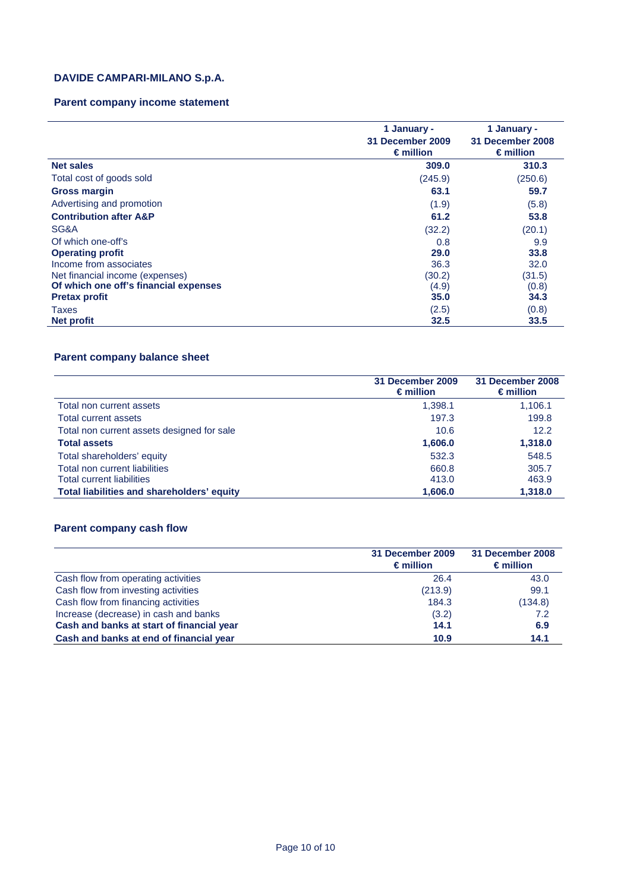**DAVIDE CAMPARI-MILANO S.p.A.**

**Parent company income statement**

| | 1 January - 31 December 2009 € million | 1 January - 31 December 2008 € million |
|---|---|---|
| **Net sales** | **309.0** | **310.3** |
| Total cost of goods sold | (245.9) | (250.6) |
| **Gross margin** | **63.1** | **59.7** |
| Advertising and promotion | (1.9) | (5.8) |
| **Contribution after A&P** | **61.2** | **53.8** |
| SG&A | (32.2) | (20.1) |
| Of which one-off's | 0.8 | 9.9 |
| **Operating profit** | **29.0** | **33.8** |
| Income from associates | 36.3 | 32.0 |
| Net financial income (expenses) | (30.2) | (31.5) |
| **Of which one off's financial expenses** | (4.9) | (0.8) |
| **Pretax profit** | **35.0** | **34.3** |
| Taxes | (2.5) | (0.8) |
| **Net profit** | **32.5** | **33.5** |

**Parent company balance sheet**

| | 31 December 2009 € million | 31 December 2008 € million |
|---|---|---|
| Total non current assets | 1,398.1 | 1,106.1 |
| Total current assets | 197.3 | 199.8 |
| Total non current assets designed for sale | 10.6 | 12.2 |
| **Total assets** | **1,606.0** | **1,318.0** |
| Total shareholders' equity | 532.3 | 548.5 |
| Total non current liabilities | 660.8 | 305.7 |
| Total current liabilities | 413.0 | 463.9 |
| **Total liabilities and shareholders' equity** | **1,606.0** | **1,318.0** |

**Parent company cash flow**

| | 31 December 2009 € million | 31 December 2008 € million |
|---|---|---|
| Cash flow from operating activities | 26.4 | 43.0 |
| Cash flow from investing activities | (213.9) | 99.1 |
| Cash flow from financing activities | 184.3 | (134.8) |
| Increase (decrease) in cash and banks | (3.2) | 7.2 |
| **Cash and banks at start of financial year** | **14.1** | **6.9** |
| **Cash and banks at end of financial year** | **10.9** | **14.1** |